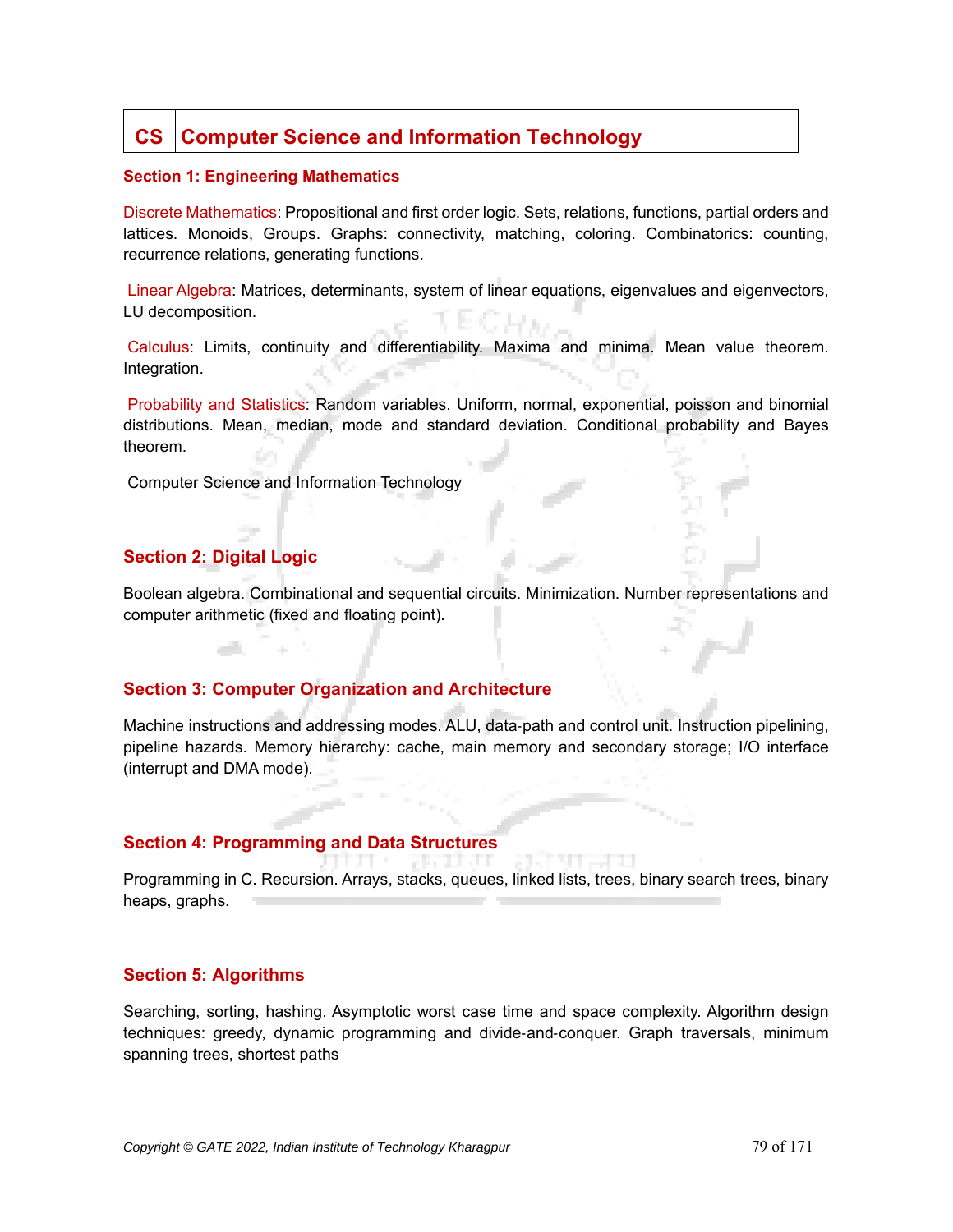# CS | Computer Science and Information Technology

## Section 1: Engineering Mathematics

Discrete Mathematics: Propositional and first order logic. Sets, relations, functions, partial orders and lattices. Monoids, Groups. Graphs: connectivity, matching, coloring. Combinatorics: counting, recurrence relations, generating functions.

Linear Algebra: Matrices, determinants, system of linear equations, eigenvalues and eigenvectors, LU decomposition.

Calculus: Limits, continuity and differentiability. Maxima and minima. Mean value theorem. Integration.

Probability and Statistics: Random variables. Uniform, normal, exponential, poisson and binomial distributions. Mean, median, mode and standard deviation. Conditional probability and Bayes theorem.

Computer Science and Information Technology

## Section 2: Digital Logic

Boolean algebra. Combinational and sequential circuits. Minimization. Number representations and computer arithmetic (fixed and floating point).

## Section 3: Computer Organization and Architecture

Machine instructions and addressing modes. ALU, data‐path and control unit. Instruction pipelining, pipeline hazards. Memory hierarchy: cache, main memory and secondary storage; I/O interface (interrupt and DMA mode).

## Section 4: Programming and Data Structures

Programming in C. Recursion. Arrays, stacks, queues, linked lists, trees, binary search trees, binary heaps, graphs.

## Section 5: Algorithms

Searching, sorting, hashing. Asymptotic worst case time and space complexity. Algorithm design techniques: greedy, dynamic programming and divide‐and‐conquer. Graph traversals, minimum spanning trees, shortest paths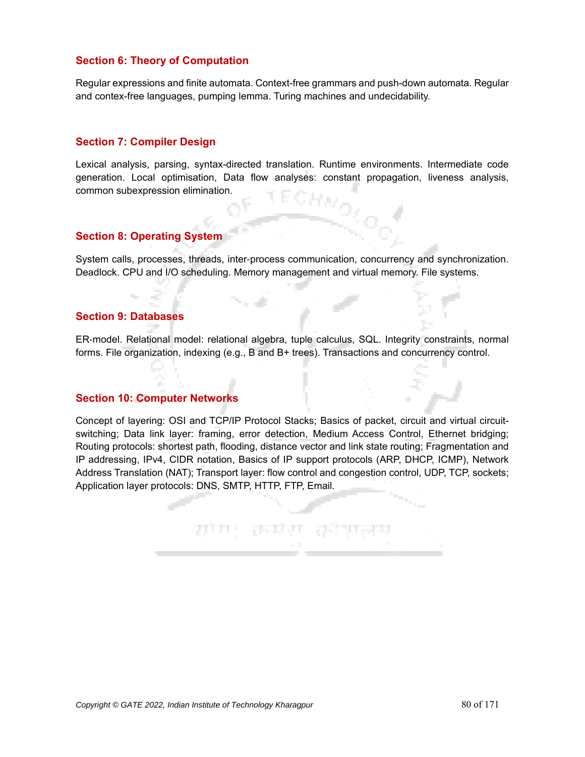## Section 6: Theory of Computation

Regular expressions and finite automata. Context-free grammars and push-down automata. Regular and contex-free languages, pumping lemma. Turing machines and undecidability.

## Section 7: Compiler Design

Lexical analysis, parsing, syntax-directed translation. Runtime environments. Intermediate code generation. Local optimisation, Data flow analyses: constant propagation, liveness analysis, common subexpression elimination.

## Section 8: Operating System

System calls, processes, threads, inter-process communication, concurrency and synchronization. Deadlock. CPU and I/O scheduling. Memory management and virtual memory. File systems.

## Section 9: Databases

ER-model. Relational model: relational algebra, tuple calculus, SQL. Integrity constraints, normal forms. File organization, indexing (e.g., B and B+ trees). Transactions and concurrency control.

## Section 10: Computer Networks

Concept of layering: OSI and TCP/IP Protocol Stacks; Basics of packet, circuit and virtual circuit-switching; Data link layer: framing, error detection, Medium Access Control, Ethernet bridging; Routing protocols: shortest path, flooding, distance vector and link state routing; Fragmentation and IP addressing, IPv4, CIDR notation, Basics of IP support protocols (ARP, DHCP, ICMP), Network Address Translation (NAT); Transport layer: flow control and congestion control, UDP, TCP, sockets; Application layer protocols: DNS, SMTP, HTTP, FTP, Email.